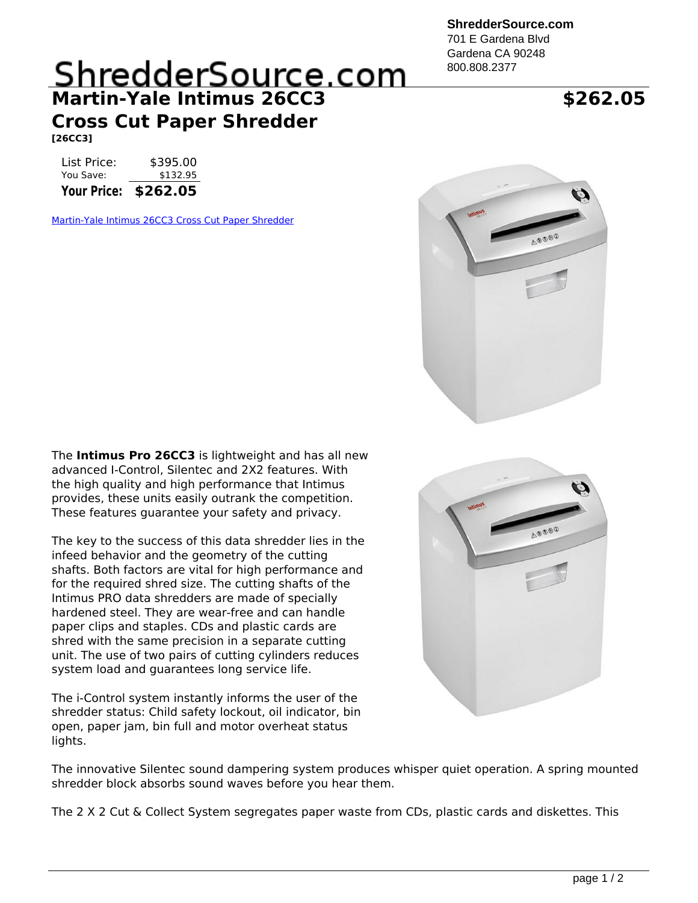**ShredderSource.com**
701 E Gardena Blvd
Gardena CA 90248
800.808.2377

ShredderSource.com

# Martin-Yale Intimus 26CC3 Cross Cut Paper Shredder

**$262.05**

**[26CC3]**

| | |
|---|---|
| List Price: | $395.00 |
| You Save: | $132.95 |
| **Your Price:** | **$262.05** |

Martin-Yale Intimus 26CC3 Cross Cut Paper Shredder

The **Intimus Pro 26CC3** is lightweight and has all new advanced I-Control, Silentec and 2X2 features. With the high quality and high performance that Intimus provides, these units easily outrank the competition. These features guarantee your safety and privacy.

The key to the success of this data shredder lies in the infeed behavior and the geometry of the cutting shafts. Both factors are vital for high performance and for the required shred size. The cutting shafts of the Intimus PRO data shredders are made of specially hardened steel. They are wear-free and can handle paper clips and staples. CDs and plastic cards are shred with the same precision in a separate cutting unit. The use of two pairs of cutting cylinders reduces system load and guarantees long service life.

The i-Control system instantly informs the user of the shredder status: Child safety lockout, oil indicator, bin open, paper jam, bin full and motor overheat status lights.

The innovative Silentec sound dampering system produces whisper quiet operation. A spring mounted shredder block absorbs sound waves before you hear them.

The 2 X 2 Cut & Collect System segregates paper waste from CDs, plastic cards and diskettes. This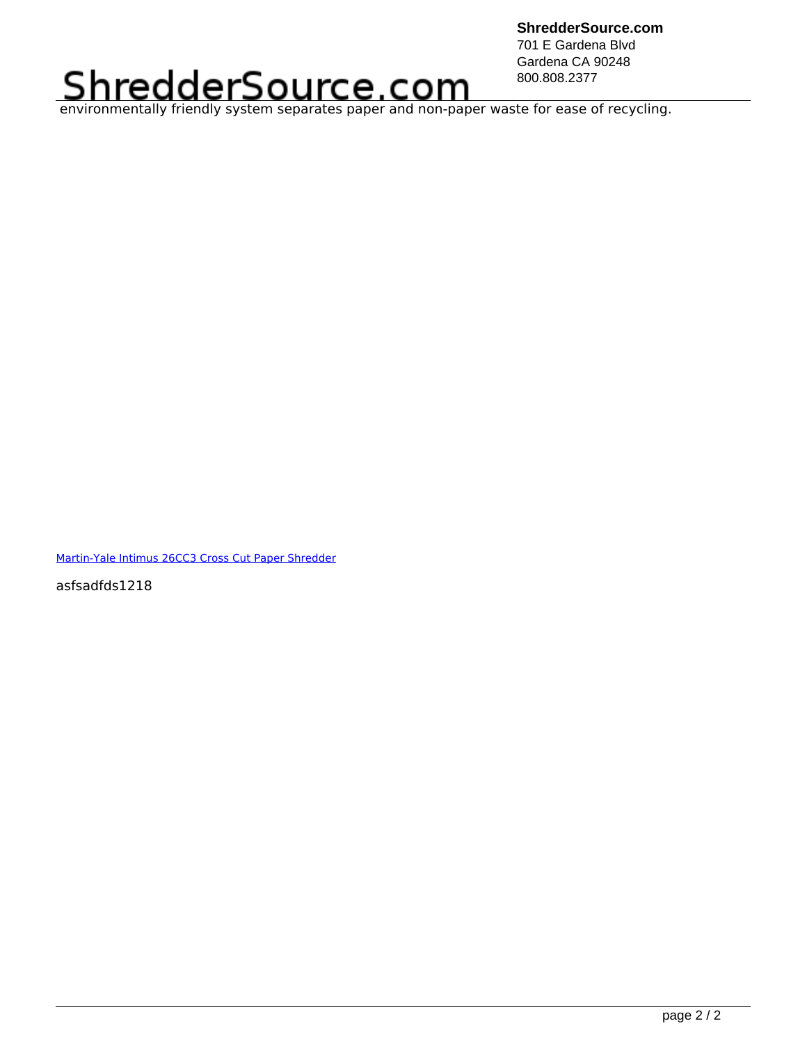environmentally friendly system separates paper and non-paper waste for ease of recycling.

[Martin-Yale Intimus 26CC3 Cross Cut Paper Shredder]

asfsadfds1218